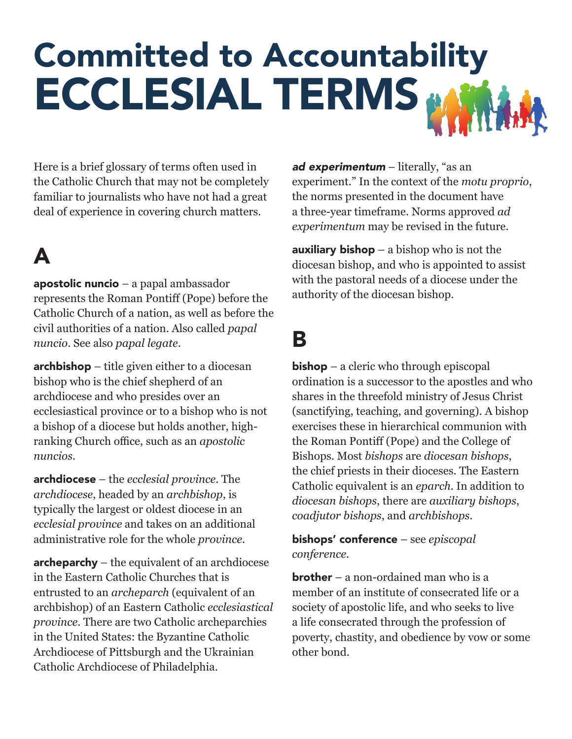# Committed to Accountability
# ECCLESIAL TERMS

Here is a brief glossary of terms often used in the Catholic Church that may not be completely familiar to journalists who have not had a great deal of experience in covering church matters.

## A

**apostolic nuncio** – a papal ambassador represents the Roman Pontiff (Pope) before the Catholic Church of a nation, as well as before the civil authorities of a nation. Also called *papal nuncio*. See also *papal legate*.

**archbishop** – title given either to a diocesan bishop who is the chief shepherd of an archdiocese and who presides over an ecclesiastical province or to a bishop who is not a bishop of a diocese but holds another, high-ranking Church office, such as an *apostolic nuncios*.

**archdiocese** – the *ecclesial province*. The *archdiocese*, headed by an *archbishop*, is typically the largest or oldest diocese in an *ecclesial province* and takes on an additional administrative role for the whole *province*.

**archeparchy** – the equivalent of an archdiocese in the Eastern Catholic Churches that is entrusted to an *archeparch* (equivalent of an archbishop) of an Eastern Catholic *ecclesiastical province*. There are two Catholic archeparchies in the United States: the Byzantine Catholic Archdiocese of Pittsburgh and the Ukrainian Catholic Archdiocese of Philadelphia.

***ad experimentum*** – literally, "as an experiment." In the context of the *motu proprio*, the norms presented in the document have a three-year timeframe. Norms approved *ad experimentum* may be revised in the future.

**auxiliary bishop** – a bishop who is not the diocesan bishop, and who is appointed to assist with the pastoral needs of a diocese under the authority of the diocesan bishop.

## B

**bishop** – a cleric who through episcopal ordination is a successor to the apostles and who shares in the threefold ministry of Jesus Christ (sanctifying, teaching, and governing). A bishop exercises these in hierarchical communion with the Roman Pontiff (Pope) and the College of Bishops. Most *bishops* are *diocesan bishops*, the chief priests in their dioceses. The Eastern Catholic equivalent is an *eparch*. In addition to *diocesan bishops*, there are *auxiliary bishops*, *coadjutor bishops*, and *archbishops*.

**bishops' conference** – see *episcopal conference*.

**brother** – a non-ordained man who is a member of an institute of consecrated life or a society of apostolic life, and who seeks to live a life consecrated through the profession of poverty, chastity, and obedience by vow or some other bond.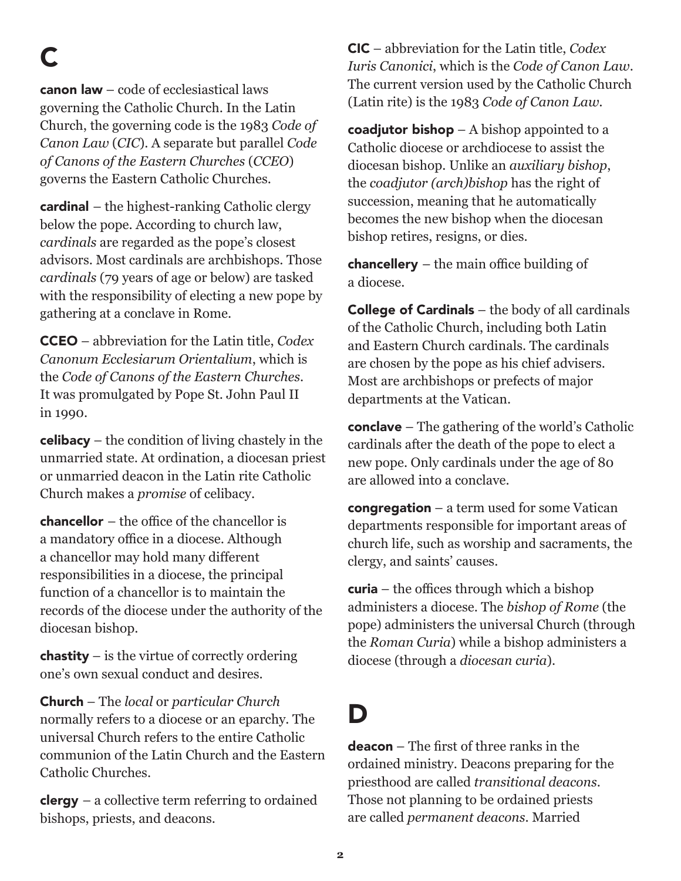# C

**canon law** – code of ecclesiastical laws governing the Catholic Church. In the Latin Church, the governing code is the 1983 *Code of Canon Law* (*CIC*). A separate but parallel *Code of Canons of the Eastern Churches* (*CCEO*) governs the Eastern Catholic Churches.

**cardinal** – the highest-ranking Catholic clergy below the pope. According to church law, *cardinals* are regarded as the pope's closest advisors. Most cardinals are archbishops. Those *cardinals* (79 years of age or below) are tasked with the responsibility of electing a new pope by gathering at a conclave in Rome.

**CCEO** – abbreviation for the Latin title, *Codex Canonum Ecclesiarum Orientalium*, which is the *Code of Canons of the Eastern Churches*. It was promulgated by Pope St. John Paul II in 1990.

**celibacy** – the condition of living chastely in the unmarried state. At ordination, a diocesan priest or unmarried deacon in the Latin rite Catholic Church makes a *promise* of celibacy.

**chancellor** – the office of the chancellor is a mandatory office in a diocese. Although a chancellor may hold many different responsibilities in a diocese, the principal function of a chancellor is to maintain the records of the diocese under the authority of the diocesan bishop.

**chastity** – is the virtue of correctly ordering one's own sexual conduct and desires.

**Church** – The *local* or *particular Church* normally refers to a diocese or an eparchy. The universal Church refers to the entire Catholic communion of the Latin Church and the Eastern Catholic Churches.

**clergy** – a collective term referring to ordained bishops, priests, and deacons.

**CIC** – abbreviation for the Latin title, *Codex Iuris Canonici*, which is the *Code of Canon Law*. The current version used by the Catholic Church (Latin rite) is the 1983 *Code of Canon Law*.

**coadjutor bishop** – A bishop appointed to a Catholic diocese or archdiocese to assist the diocesan bishop. Unlike an *auxiliary bishop*, the *coadjutor (arch)bishop* has the right of succession, meaning that he automatically becomes the new bishop when the diocesan bishop retires, resigns, or dies.

**chancellery** – the main office building of a diocese.

**College of Cardinals** – the body of all cardinals of the Catholic Church, including both Latin and Eastern Church cardinals. The cardinals are chosen by the pope as his chief advisers. Most are archbishops or prefects of major departments at the Vatican.

**conclave** – The gathering of the world's Catholic cardinals after the death of the pope to elect a new pope. Only cardinals under the age of 80 are allowed into a conclave.

**congregation** – a term used for some Vatican departments responsible for important areas of church life, such as worship and sacraments, the clergy, and saints' causes.

**curia** – the offices through which a bishop administers a diocese. The *bishop of Rome* (the pope) administers the universal Church (through the *Roman Curia*) while a bishop administers a diocese (through a *diocesan curia*).

# D

**deacon** – The first of three ranks in the ordained ministry. Deacons preparing for the priesthood are called *transitional deacons*. Those not planning to be ordained priests are called *permanent deacons*. Married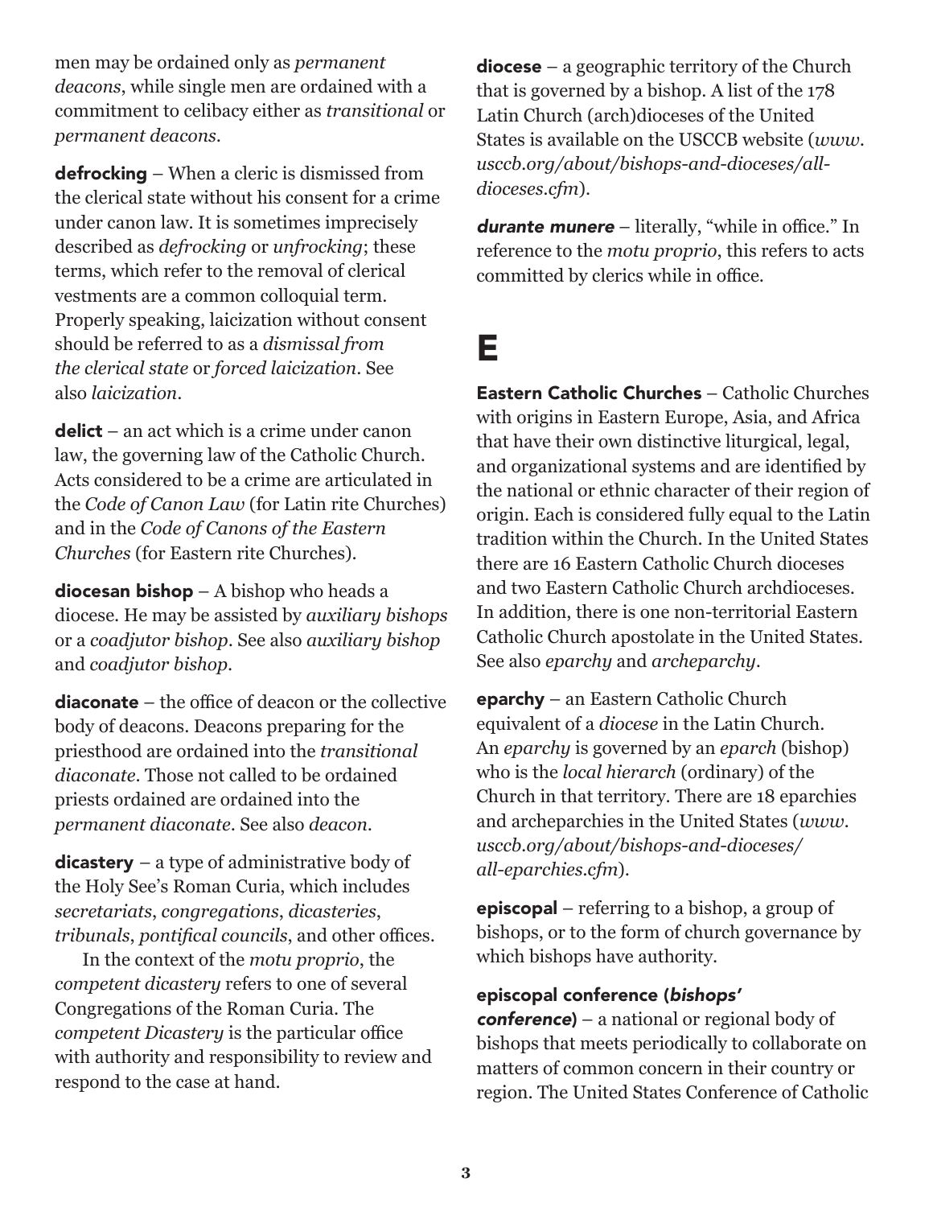men may be ordained only as *permanent deacons*, while single men are ordained with a commitment to celibacy either as *transitional* or *permanent deacons*.

**defrocking** – When a cleric is dismissed from the clerical state without his consent for a crime under canon law. It is sometimes imprecisely described as *defrocking* or *unfrocking*; these terms, which refer to the removal of clerical vestments are a common colloquial term. Properly speaking, laicization without consent should be referred to as a *dismissal from the clerical state* or *forced laicization*. See also *laicization*.

**delict** – an act which is a crime under canon law, the governing law of the Catholic Church. Acts considered to be a crime are articulated in the *Code of Canon Law* (for Latin rite Churches) and in the *Code of Canons of the Eastern Churches* (for Eastern rite Churches).

**diocesan bishop** – A bishop who heads a diocese. He may be assisted by *auxiliary bishops* or a *coadjutor bishop*. See also *auxiliary bishop* and *coadjutor bishop*.

**diaconate** – the office of deacon or the collective body of deacons. Deacons preparing for the priesthood are ordained into the *transitional diaconate*. Those not called to be ordained priests ordained are ordained into the *permanent diaconate*. See also *deacon*.

**dicastery** – a type of administrative body of the Holy See's Roman Curia, which includes *secretariats*, *congregations*, *dicasteries*, *tribunals*, *pontifical councils*, and other offices.

In the context of the *motu proprio*, the *competent dicastery* refers to one of several Congregations of the Roman Curia. The *competent Dicastery* is the particular office with authority and responsibility to review and respond to the case at hand.

**diocese** – a geographic territory of the Church that is governed by a bishop. A list of the 178 Latin Church (arch)dioceses of the United States is available on the USCCB website (*www.usccb.org/about/bishops-and-dioceses/all-dioceses.cfm*).

***durante munere*** – literally, "while in office." In reference to the *motu proprio*, this refers to acts committed by clerics while in office.

# E

**Eastern Catholic Churches** – Catholic Churches with origins in Eastern Europe, Asia, and Africa that have their own distinctive liturgical, legal, and organizational systems and are identified by the national or ethnic character of their region of origin. Each is considered fully equal to the Latin tradition within the Church. In the United States there are 16 Eastern Catholic Church dioceses and two Eastern Catholic Church archdioceses. In addition, there is one non-territorial Eastern Catholic Church apostolate in the United States. See also *eparchy* and *archeparchy*.

**eparchy** – an Eastern Catholic Church equivalent of a *diocese* in the Latin Church. An *eparchy* is governed by an *eparch* (bishop) who is the *local hierarch* (ordinary) of the Church in that territory. There are 18 eparchies and archeparchies in the United States (*www.usccb.org/about/bishops-and-dioceses/all-eparchies.cfm*).

**episcopal** – referring to a bishop, a group of bishops, or to the form of church governance by which bishops have authority.

**episcopal conference (*bishops' conference*)** – a national or regional body of bishops that meets periodically to collaborate on matters of common concern in their country or region. The United States Conference of Catholic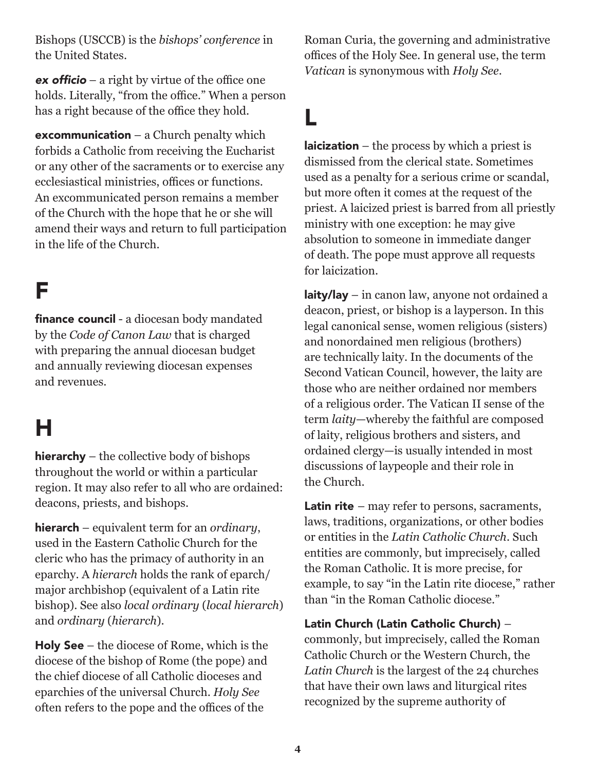Bishops (USCCB) is the *bishops' conference* in the United States.

***ex officio*** – a right by virtue of the office one holds. Literally, "from the office." When a person has a right because of the office they hold.

**excommunication** – a Church penalty which forbids a Catholic from receiving the Eucharist or any other of the sacraments or to exercise any ecclesiastical ministries, offices or functions. An excommunicated person remains a member of the Church with the hope that he or she will amend their ways and return to full participation in the life of the Church.

# F

**finance council** - a diocesan body mandated by the *Code of Canon Law* that is charged with preparing the annual diocesan budget and annually reviewing diocesan expenses and revenues.

# H

**hierarchy** – the collective body of bishops throughout the world or within a particular region. It may also refer to all who are ordained: deacons, priests, and bishops.

**hierarch** – equivalent term for an *ordinary*, used in the Eastern Catholic Church for the cleric who has the primacy of authority in an eparchy. A *hierarch* holds the rank of eparch/ major archbishop (equivalent of a Latin rite bishop). See also *local ordinary* (*local hierarch*) and *ordinary* (*hierarch*).

**Holy See** – the diocese of Rome, which is the diocese of the bishop of Rome (the pope) and the chief diocese of all Catholic dioceses and eparchies of the universal Church. *Holy See* often refers to the pope and the offices of the Roman Curia, the governing and administrative offices of the Holy See. In general use, the term *Vatican* is synonymous with *Holy See*.

# L

**laicization** – the process by which a priest is dismissed from the clerical state. Sometimes used as a penalty for a serious crime or scandal, but more often it comes at the request of the priest. A laicized priest is barred from all priestly ministry with one exception: he may give absolution to someone in immediate danger of death. The pope must approve all requests for laicization.

**laity/lay** – in canon law, anyone not ordained a deacon, priest, or bishop is a layperson. In this legal canonical sense, women religious (sisters) and nonordained men religious (brothers) are technically laity. In the documents of the Second Vatican Council, however, the laity are those who are neither ordained nor members of a religious order. The Vatican II sense of the term *laity*—whereby the faithful are composed of laity, religious brothers and sisters, and ordained clergy—is usually intended in most discussions of laypeople and their role in the Church.

**Latin rite** – may refer to persons, sacraments, laws, traditions, organizations, or other bodies or entities in the *Latin Catholic Church*. Such entities are commonly, but imprecisely, called the Roman Catholic. It is more precise, for example, to say "in the Latin rite diocese," rather than "in the Roman Catholic diocese."

**Latin Church (Latin Catholic Church)** – commonly, but imprecisely, called the Roman Catholic Church or the Western Church, the *Latin Church* is the largest of the 24 churches that have their own laws and liturgical rites recognized by the supreme authority of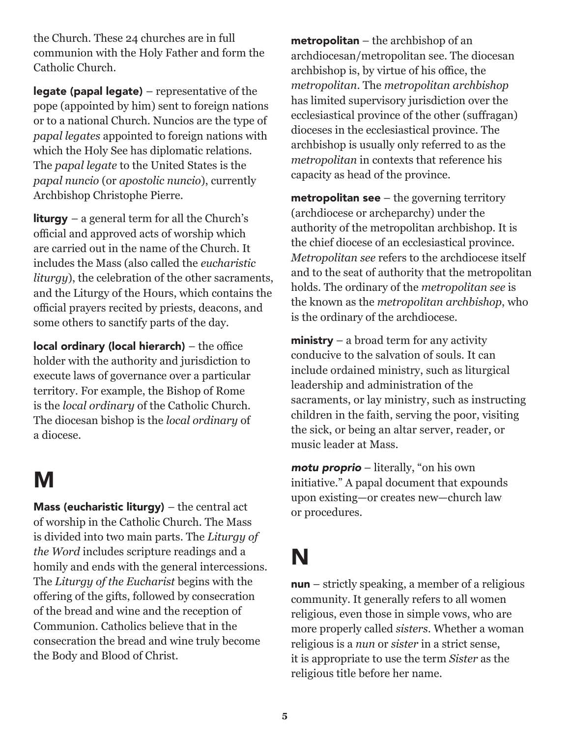the Church. These 24 churches are in full communion with the Holy Father and form the Catholic Church.

**legate (papal legate)** – representative of the pope (appointed by him) sent to foreign nations or to a national Church. Nuncios are the type of *papal legates* appointed to foreign nations with which the Holy See has diplomatic relations. The *papal legate* to the United States is the *papal nuncio* (or *apostolic nuncio*), currently Archbishop Christophe Pierre.

**liturgy** – a general term for all the Church's official and approved acts of worship which are carried out in the name of the Church. It includes the Mass (also called the *eucharistic liturgy*), the celebration of the other sacraments, and the Liturgy of the Hours, which contains the official prayers recited by priests, deacons, and some others to sanctify parts of the day.

**local ordinary (local hierarch)** – the office holder with the authority and jurisdiction to execute laws of governance over a particular territory. For example, the Bishop of Rome is the *local ordinary* of the Catholic Church. The diocesan bishop is the *local ordinary* of a diocese.

# M

**Mass (eucharistic liturgy)** – the central act of worship in the Catholic Church. The Mass is divided into two main parts. The *Liturgy of the Word* includes scripture readings and a homily and ends with the general intercessions. The *Liturgy of the Eucharist* begins with the offering of the gifts, followed by consecration of the bread and wine and the reception of Communion. Catholics believe that in the consecration the bread and wine truly become the Body and Blood of Christ.

**metropolitan** – the archbishop of an archdiocesan/metropolitan see. The diocesan archbishop is, by virtue of his office, the *metropolitan*. The *metropolitan archbishop* has limited supervisory jurisdiction over the ecclesiastical province of the other (suffragan) dioceses in the ecclesiastical province. The archbishop is usually only referred to as the *metropolitan* in contexts that reference his capacity as head of the province.

**metropolitan see** – the governing territory (archdiocese or archeparchy) under the authority of the metropolitan archbishop. It is the chief diocese of an ecclesiastical province. *Metropolitan see* refers to the archdiocese itself and to the seat of authority that the metropolitan holds. The ordinary of the *metropolitan see* is the known as the *metropolitan archbishop*, who is the ordinary of the archdiocese.

**ministry** – a broad term for any activity conducive to the salvation of souls. It can include ordained ministry, such as liturgical leadership and administration of the sacraments, or lay ministry, such as instructing children in the faith, serving the poor, visiting the sick, or being an altar server, reader, or music leader at Mass.

***motu proprio*** – literally, "on his own initiative." A papal document that expounds upon existing—or creates new—church law or procedures.

# N

**nun** – strictly speaking, a member of a religious community. It generally refers to all women religious, even those in simple vows, who are more properly called *sisters*. Whether a woman religious is a *nun* or *sister* in a strict sense, it is appropriate to use the term *Sister* as the religious title before her name.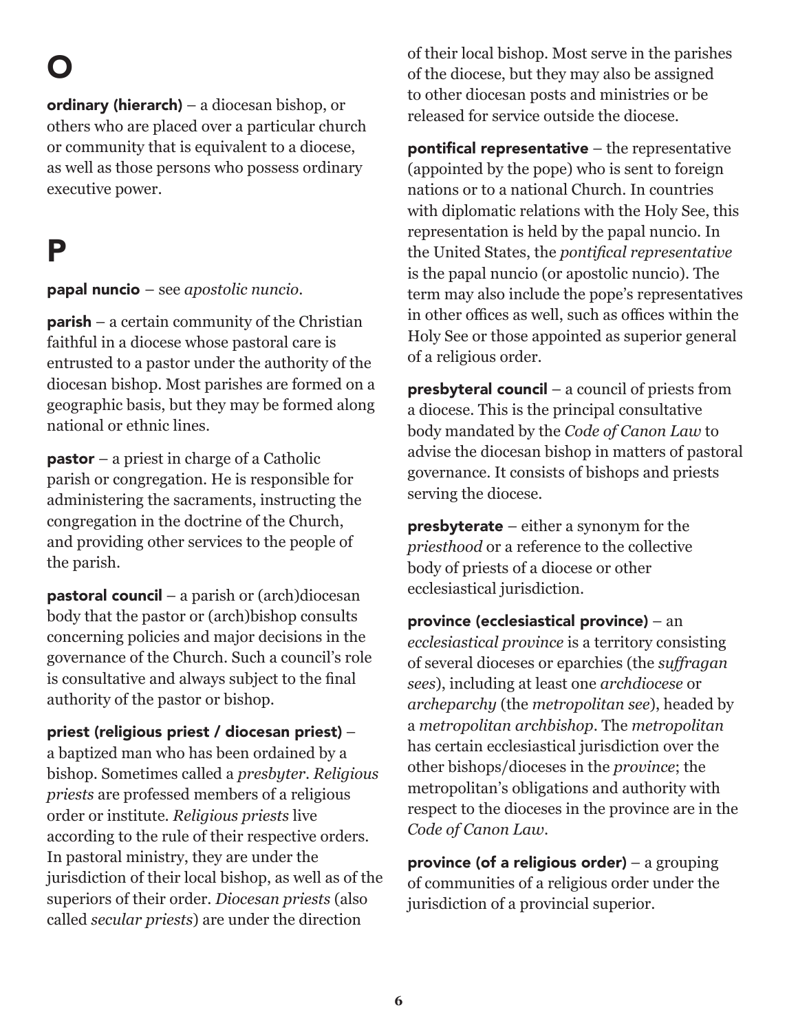# O

**ordinary (hierarch)** – a diocesan bishop, or others who are placed over a particular church or community that is equivalent to a diocese, as well as those persons who possess ordinary executive power.

# P

**papal nuncio** – see *apostolic nuncio*.

**parish** – a certain community of the Christian faithful in a diocese whose pastoral care is entrusted to a pastor under the authority of the diocesan bishop. Most parishes are formed on a geographic basis, but they may be formed along national or ethnic lines.

**pastor** – a priest in charge of a Catholic parish or congregation. He is responsible for administering the sacraments, instructing the congregation in the doctrine of the Church, and providing other services to the people of the parish.

**pastoral council** – a parish or (arch)diocesan body that the pastor or (arch)bishop consults concerning policies and major decisions in the governance of the Church. Such a council's role is consultative and always subject to the final authority of the pastor or bishop.

**priest (religious priest / diocesan priest)** – a baptized man who has been ordained by a bishop. Sometimes called a *presbyter*. *Religious priests* are professed members of a religious order or institute. *Religious priests* live according to the rule of their respective orders. In pastoral ministry, they are under the jurisdiction of their local bishop, as well as of the superiors of their order. *Diocesan priests* (also called *secular priests*) are under the direction of their local bishop. Most serve in the parishes of the diocese, but they may also be assigned to other diocesan posts and ministries or be released for service outside the diocese.

**pontifical representative** – the representative (appointed by the pope) who is sent to foreign nations or to a national Church. In countries with diplomatic relations with the Holy See, this representation is held by the papal nuncio. In the United States, the *pontifical representative* is the papal nuncio (or apostolic nuncio). The term may also include the pope's representatives in other offices as well, such as offices within the Holy See or those appointed as superior general of a religious order.

**presbyteral council** – a council of priests from a diocese. This is the principal consultative body mandated by the *Code of Canon Law* to advise the diocesan bishop in matters of pastoral governance. It consists of bishops and priests serving the diocese.

**presbyterate** – either a synonym for the *priesthood* or a reference to the collective body of priests of a diocese or other ecclesiastical jurisdiction.

**province (ecclesiastical province)** – an *ecclesiastical province* is a territory consisting of several dioceses or eparchies (the *suffragan sees*), including at least one *archdiocese* or *archeparchy* (the *metropolitan see*), headed by a *metropolitan archbishop*. The *metropolitan* has certain ecclesiastical jurisdiction over the other bishops/dioceses in the *province*; the metropolitan's obligations and authority with respect to the dioceses in the province are in the *Code of Canon Law*.

**province (of a religious order)** – a grouping of communities of a religious order under the jurisdiction of a provincial superior.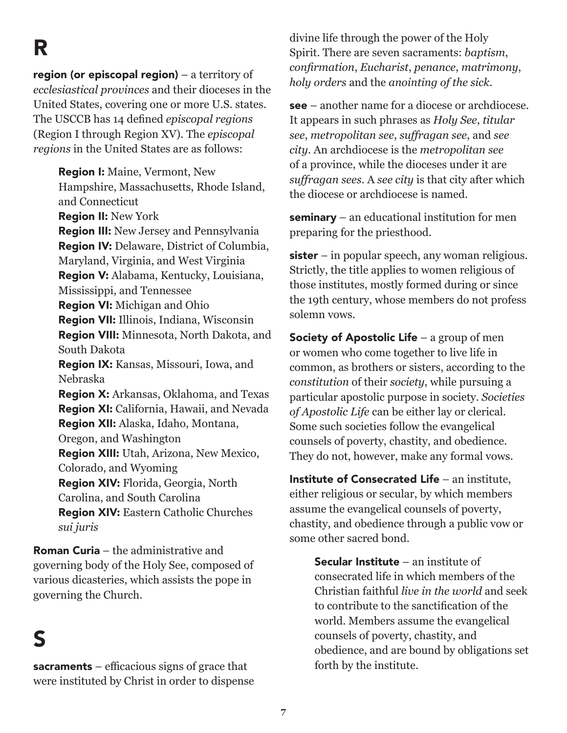# R

**region (or episcopal region)** – a territory of *ecclesiastical provinces* and their dioceses in the United States, covering one or more U.S. states. The USCCB has 14 defined *episcopal regions* (Region I through Region XV). The *episcopal regions* in the United States are as follows:

> **Region I:** Maine, Vermont, New Hampshire, Massachusetts, Rhode Island, and Connecticut
> **Region II:** New York
> **Region III:** New Jersey and Pennsylvania
> **Region IV:** Delaware, District of Columbia, Maryland, Virginia, and West Virginia
> **Region V:** Alabama, Kentucky, Louisiana, Mississippi, and Tennessee
> **Region VI:** Michigan and Ohio
> **Region VII:** Illinois, Indiana, Wisconsin
> **Region VIII:** Minnesota, North Dakota, and South Dakota
> **Region IX:** Kansas, Missouri, Iowa, and Nebraska
> **Region X:** Arkansas, Oklahoma, and Texas
> **Region XI:** California, Hawaii, and Nevada
> **Region XII:** Alaska, Idaho, Montana, Oregon, and Washington
> **Region XIII:** Utah, Arizona, New Mexico, Colorado, and Wyoming
> **Region XIV:** Florida, Georgia, North Carolina, and South Carolina
> **Region XIV:** Eastern Catholic Churches *sui juris*

**Roman Curia** – the administrative and governing body of the Holy See, composed of various dicasteries, which assists the pope in governing the Church.

# S

**sacraments** – efficacious signs of grace that were instituted by Christ in order to dispense divine life through the power of the Holy Spirit. There are seven sacraments: *baptism*, *confirmation*, *Eucharist*, *penance*, *matrimony*, *holy orders* and the *anointing of the sick*.

**see** – another name for a diocese or archdiocese. It appears in such phrases as *Holy See*, *titular see*, *metropolitan see*, *suffragan see*, and *see city*. An archdiocese is the *metropolitan see* of a province, while the dioceses under it are *suffragan sees*. A *see city* is that city after which the diocese or archdiocese is named.

**seminary** – an educational institution for men preparing for the priesthood.

**sister** – in popular speech, any woman religious. Strictly, the title applies to women religious of those institutes, mostly formed during or since the 19th century, whose members do not profess solemn vows.

**Society of Apostolic Life** – a group of men or women who come together to live life in common, as brothers or sisters, according to the *constitution* of their *society*, while pursuing a particular apostolic purpose in society. *Societies of Apostolic Life* can be either lay or clerical. Some such societies follow the evangelical counsels of poverty, chastity, and obedience. They do not, however, make any formal vows.

**Institute of Consecrated Life** – an institute, either religious or secular, by which members assume the evangelical counsels of poverty, chastity, and obedience through a public vow or some other sacred bond.

> **Secular Institute** – an institute of consecrated life in which members of the Christian faithful *live in the world* and seek to contribute to the sanctification of the world. Members assume the evangelical counsels of poverty, chastity, and obedience, and are bound by obligations set forth by the institute.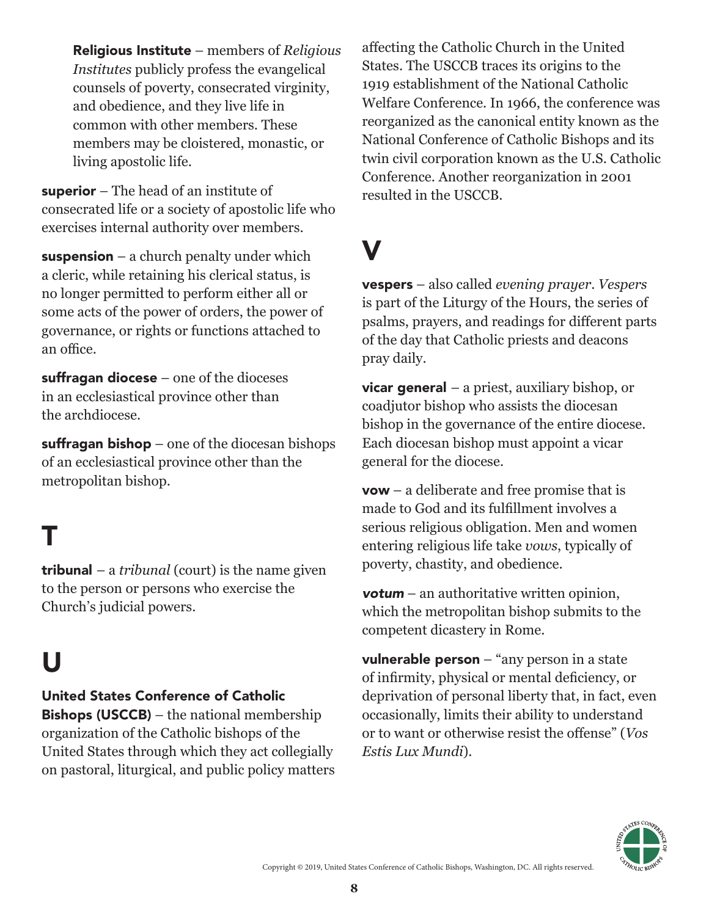**Religious Institute** – members of *Religious Institutes* publicly profess the evangelical counsels of poverty, consecrated virginity, and obedience, and they live life in common with other members. These members may be cloistered, monastic, or living apostolic life.

**superior** – The head of an institute of consecrated life or a society of apostolic life who exercises internal authority over members.

**suspension** – a church penalty under which a cleric, while retaining his clerical status, is no longer permitted to perform either all or some acts of the power of orders, the power of governance, or rights or functions attached to an office.

**suffragan diocese** – one of the dioceses in an ecclesiastical province other than the archdiocese.

**suffragan bishop** – one of the diocesan bishops of an ecclesiastical province other than the metropolitan bishop.

# T

**tribunal** – a *tribunal* (court) is the name given to the person or persons who exercise the Church's judicial powers.

# U

**United States Conference of Catholic Bishops (USCCB)** – the national membership organization of the Catholic bishops of the United States through which they act collegially on pastoral, liturgical, and public policy matters affecting the Catholic Church in the United States. The USCCB traces its origins to the 1919 establishment of the National Catholic Welfare Conference. In 1966, the conference was reorganized as the canonical entity known as the National Conference of Catholic Bishops and its twin civil corporation known as the U.S. Catholic Conference. Another reorganization in 2001 resulted in the USCCB.

# V

**vespers** – also called *evening prayer*. *Vespers* is part of the Liturgy of the Hours, the series of psalms, prayers, and readings for different parts of the day that Catholic priests and deacons pray daily.

**vicar general** – a priest, auxiliary bishop, or coadjutor bishop who assists the diocesan bishop in the governance of the entire diocese. Each diocesan bishop must appoint a vicar general for the diocese.

**vow** – a deliberate and free promise that is made to God and its fulfillment involves a serious religious obligation. Men and women entering religious life take *vows*, typically of poverty, chastity, and obedience.

***votum*** – an authoritative written opinion, which the metropolitan bishop submits to the competent dicastery in Rome.

**vulnerable person** – "any person in a state of infirmity, physical or mental deficiency, or deprivation of personal liberty that, in fact, even occasionally, limits their ability to understand or to want or otherwise resist the offense" (*Vos Estis Lux Mundi*).

Copyright © 2019, United States Conference of Catholic Bishops, Washington, DC. All rights reserved.